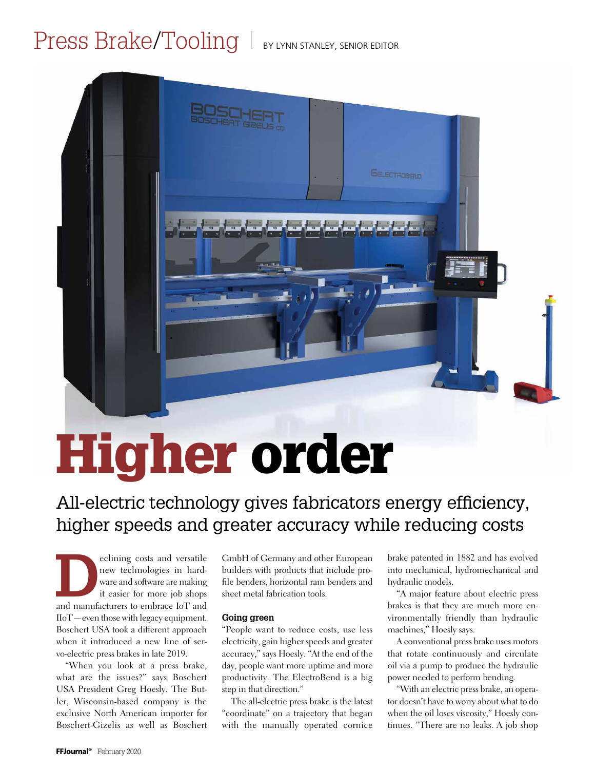Press Brake/Tooling | BY LYNN STANLEY, SENIOR EDITOR

# Higher order

## All-electric technology gives fabricators energy efficiency, higher speeds and greater accuracy while reducing costs

Declining costs and versatile new technologies in hardware and software are making it easier for more job shops and manufacturers to embrace IoT and IIoT—even those with legacy equipment. Boschert USA took a different approach when it introduced a new line of servo-electric press brakes in late 2019.

"When you look at a press brake, what are the issues?" says Boschert USA President Greg Hoesly. The Butler, Wisconsin-based company is the exclusive North American importer for Boschert-Gizelis as well as Boschert GmbH of Germany and other European builders with products that include profile benders, horizontal ram benders and sheet metal fabrication tools.

### Going green

"People want to reduce costs, use less electricity, gain higher speeds and greater accuracy," says Hoesly. "At the end of the day, people want more uptime and more productivity. The ElectroBend is a big step in that direction."

The all-electric press brake is the latest "coordinate" on a trajectory that began with the manually operated cornice brake patented in 1882 and has evolved into mechanical, hydromechanical and hydraulic models.

"A major feature about electric press brakes is that they are much more environmentally friendly than hydraulic machines," Hoesly says.

A conventional press brake uses motors that rotate continuously and circulate oil via a pump to produce the hydraulic power needed to perform bending.

"With an electric press brake, an operator doesn't have to worry about what to do when the oil loses viscosity," Hoesly continues. "There are no leaks. A job shop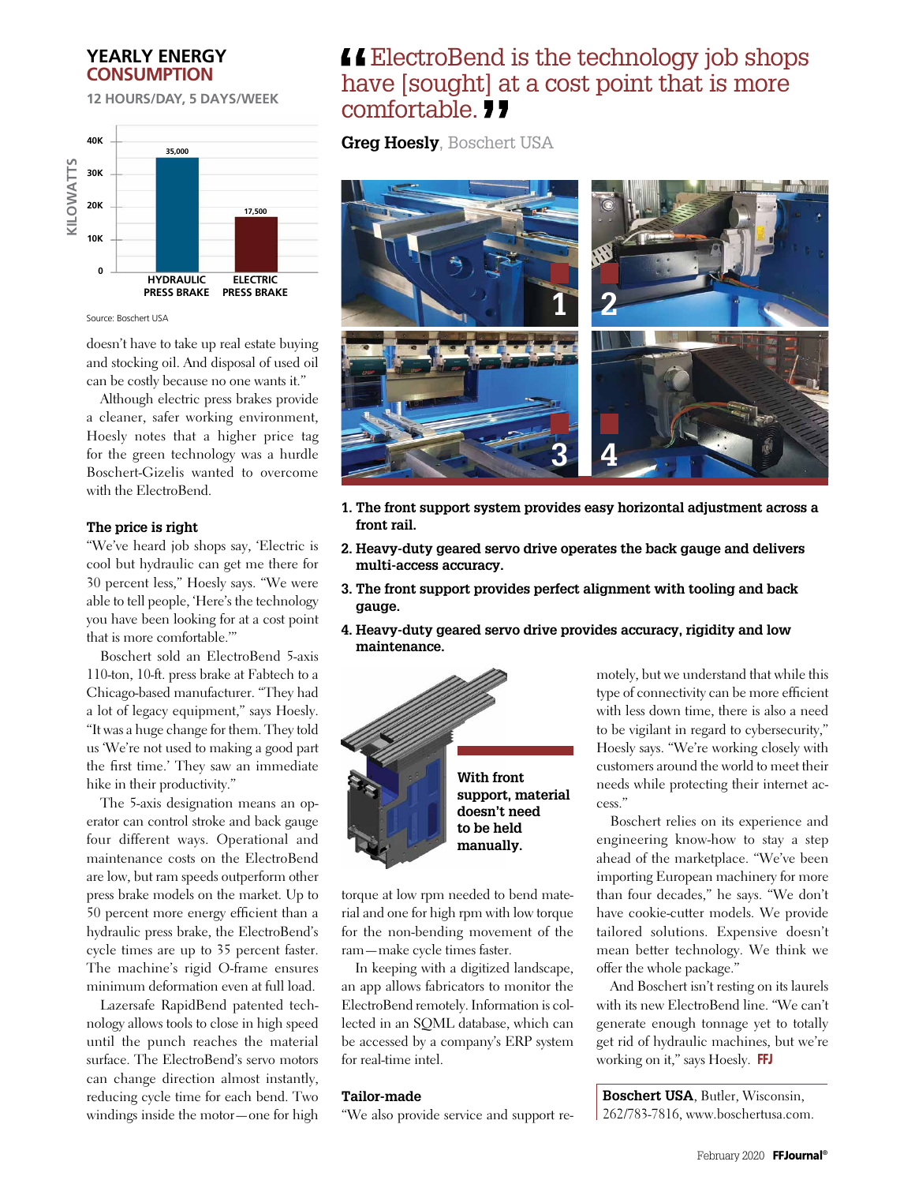## YEARLY ENERGY CONSUMPTION

**12 HOURS/DAY, 5 DAYS/WEEK**

KILOWATTS
40K
30K
20K
10K
0
35,000
17,500
HYDRAULIC PRESS BRAKE
ELECTRIC PRESS BRAKE

Source: Boschert USA

doesn't have to take up real estate buying and stocking oil. And disposal of used oil can be costly because no one wants it."

Although electric press brakes provide a cleaner, safer working environment, Hoesly notes that a higher price tag for the green technology was a hurdle Boschert-Gizelis wanted to overcome with the ElectroBend.

### The price is right

"We've heard job shops say, 'Electric is cool but hydraulic can get me there for 30 percent less,'" Hoesly says. "We were able to tell people, 'Here's the technology you have been looking for at a cost point that is more comfortable.'"

Boschert sold an ElectroBend 5-axis 110-ton, 10-ft. press brake at Fabtech to a Chicago-based manufacturer. "They had a lot of legacy equipment," says Hoesly. "It was a huge change for them. They told us 'We're not used to making a good part the first time.' They saw an immediate hike in their productivity."

The 5-axis designation means an operator can control stroke and back gauge four different ways. Operational and maintenance costs on the ElectroBend are low, but ram speeds outperform other press brake models on the market. Up to 50 percent more energy efficient than a hydraulic press brake, the ElectroBend's cycle times are up to 35 percent faster. The machine's rigid O-frame ensures minimum deformation even at full load.

Lazersafe RapidBend patented technology allows tools to close in high speed until the punch reaches the material surface. The ElectroBend's servo motors can change direction almost instantly, reducing cycle time for each bend. Two windings inside the motor—one for high torque at low rpm needed to bend material and one for high rpm with low torque for the non-bending movement of the ram—make cycle times faster.

In keeping with a digitized landscape, an app allows fabricators to monitor the ElectroBend remotely. Information is collected in an SQML database, which can be accessed by a company's ERP system for real-time intel.

### Tailor-made

"We also provide service and support remotely, but we understand that while this type of connectivity can be more efficient with less down time, there is also a need to be vigilant in regard to cybersecurity," Hoesly says. "We're working closely with customers around the world to meet their needs while protecting their internet access."

Boschert relies on its experience and engineering know-how to stay a step ahead of the marketplace. "We've been importing European machinery for more than four decades," he says. "We don't have cookie-cutter models. We provide tailored solutions. Expensive doesn't mean better technology. We think we offer the whole package."

And Boschert isn't resting on its laurels with its new ElectroBend line. "We can't generate enough tonnage yet to totally get rid of hydraulic machines, but we're working on it," says Hoesly. **FFJ**

> "ElectroBend is the technology job shops have [sought] at a cost point that is more comfortable."
>
> **Greg Hoesly**, Boschert USA

1. **The front support system provides easy horizontal adjustment across a front rail.**
2. **Heavy-duty geared servo drive operates the back gauge and delivers multi-access accuracy.**
3. **The front support provides perfect alignment with tooling and back gauge.**
4. **Heavy-duty geared servo drive provides accuracy, rigidity and low maintenance.**

**With front support, material doesn't need to be held manually.**

**Boschert USA**, Butler, Wisconsin, 262/783-7816, www.boschertusa.com.